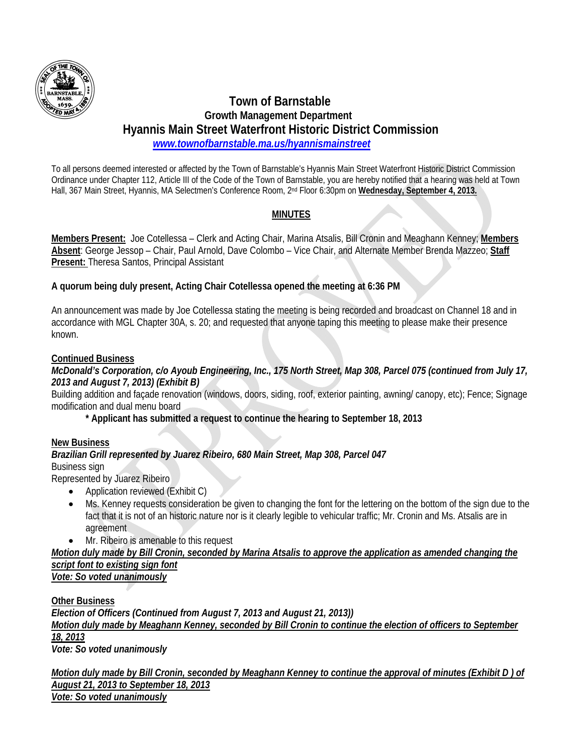# Town of Barnstable

## Growth Management Department

## Hyannis Main Street Waterfront Historic District Commission

*www.townofbarnstable.ma.us/hyannismainstreet*

To all persons deemed interested or affected by the Town of Barnstable's Hyannis Main Street Waterfront Historic District Commission Ordinance under Chapter 112, Article III of the Code of the Town of Barnstable, you are hereby notified that a hearing was held at Town Hall, 367 Main Street, Hyannis, MA Selectmen's Conference Room, 2nd Floor 6:30pm on **Wednesday, September 4, 2013.**

**MINUTES**

**Members Present:** Joe Cotellessa – Clerk and Acting Chair, Marina Atsalis, Bill Cronin and Meaghann Kenney; **Members Absent**: George Jessop – Chair, Paul Arnold, Dave Colombo – Vice Chair, and Alternate Member Brenda Mazzeo; **Staff Present:** Theresa Santos, Principal Assistant

**A quorum being duly present, Acting Chair Cotellessa opened the meeting at 6:36 PM**

An announcement was made by Joe Cotellessa stating the meeting is being recorded and broadcast on Channel 18 and in accordance with MGL Chapter 30A, s. 20; and requested that anyone taping this meeting to please make their presence known.

**Continued Business**

***McDonald's Corporation, c/o Ayoub Engineering, Inc., 175 North Street, Map 308, Parcel 075 (continued from July 17, 2013 and August 7, 2013) (Exhibit B)***

Building addition and façade renovation (windows, doors, siding, roof, exterior painting, awning/ canopy, etc); Fence; Signage modification and dual menu board

**\* Applicant has submitted a request to continue the hearing to September 18, 2013**

**New Business**

***Brazilian Grill represented by Juarez Ribeiro, 680 Main Street, Map 308, Parcel 047***

Business sign

Represented by Juarez Ribeiro

- Application reviewed (Exhibit C)
- Ms. Kenney requests consideration be given to changing the font for the lettering on the bottom of the sign due to the fact that it is not of an historic nature nor is it clearly legible to vehicular traffic; Mr. Cronin and Ms. Atsalis are in agreement
- Mr. Ribeiro is amenable to this request

***Motion duly made by Bill Cronin, seconded by Marina Atsalis to approve the application as amended changing the script font to existing sign font***

***Vote: So voted unanimously***

**Other Business**

***Election of Officers (Continued from August 7, 2013 and August 21, 2013))***

***Motion duly made by Meaghann Kenney, seconded by Bill Cronin to continue the election of officers to September 18, 2013***

***Vote: So voted unanimously***

***Motion duly made by Bill Cronin, seconded by Meaghann Kenney to continue the approval of minutes (Exhibit D ) of August 21, 2013 to September 18, 2013***

***Vote: So voted unanimously***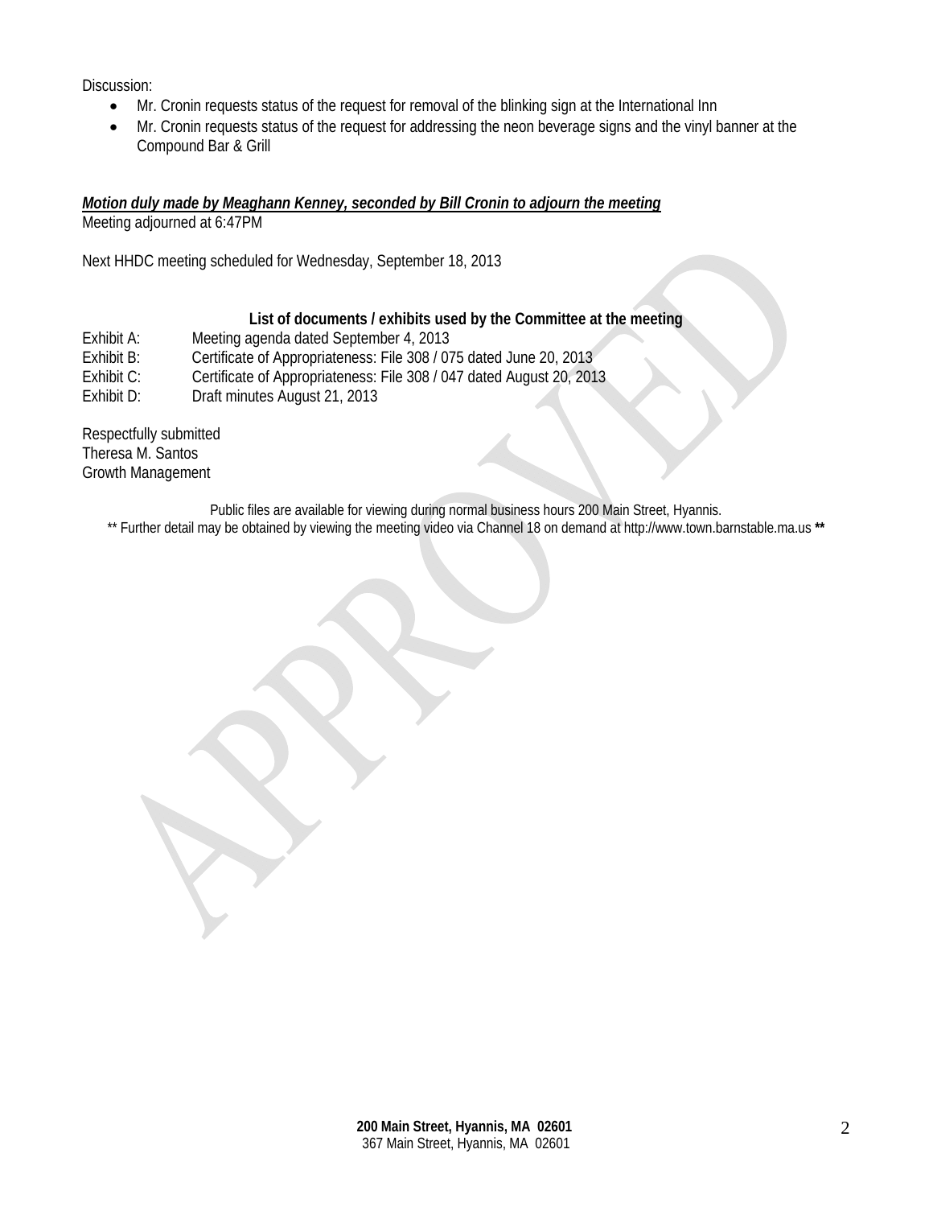Discussion:

- Mr. Cronin requests status of the request for removal of the blinking sign at the International Inn
- Mr. Cronin requests status of the request for addressing the neon beverage signs and the vinyl banner at the Compound Bar & Grill

***Motion duly made by Meaghann Kenney, seconded by Bill Cronin to adjourn the meeting***
Meeting adjourned at 6:47PM

Next HHDC meeting scheduled for Wednesday, September 18, 2013

**List of documents / exhibits used by the Committee at the meeting**

Exhibit A: Meeting agenda dated September 4, 2013
Exhibit B: Certificate of Appropriateness: File 308 / 075 dated June 20, 2013
Exhibit C: Certificate of Appropriateness: File 308 / 047 dated August 20, 2013
Exhibit D: Draft minutes August 21, 2013

Respectfully submitted
Theresa M. Santos
Growth Management

Public files are available for viewing during normal business hours 200 Main Street, Hyannis.
** Further detail may be obtained by viewing the meeting video via Channel 18 on demand at http://www.town.barnstable.ma.us **

**200 Main Street, Hyannis, MA 02601**
367 Main Street, Hyannis, MA 02601